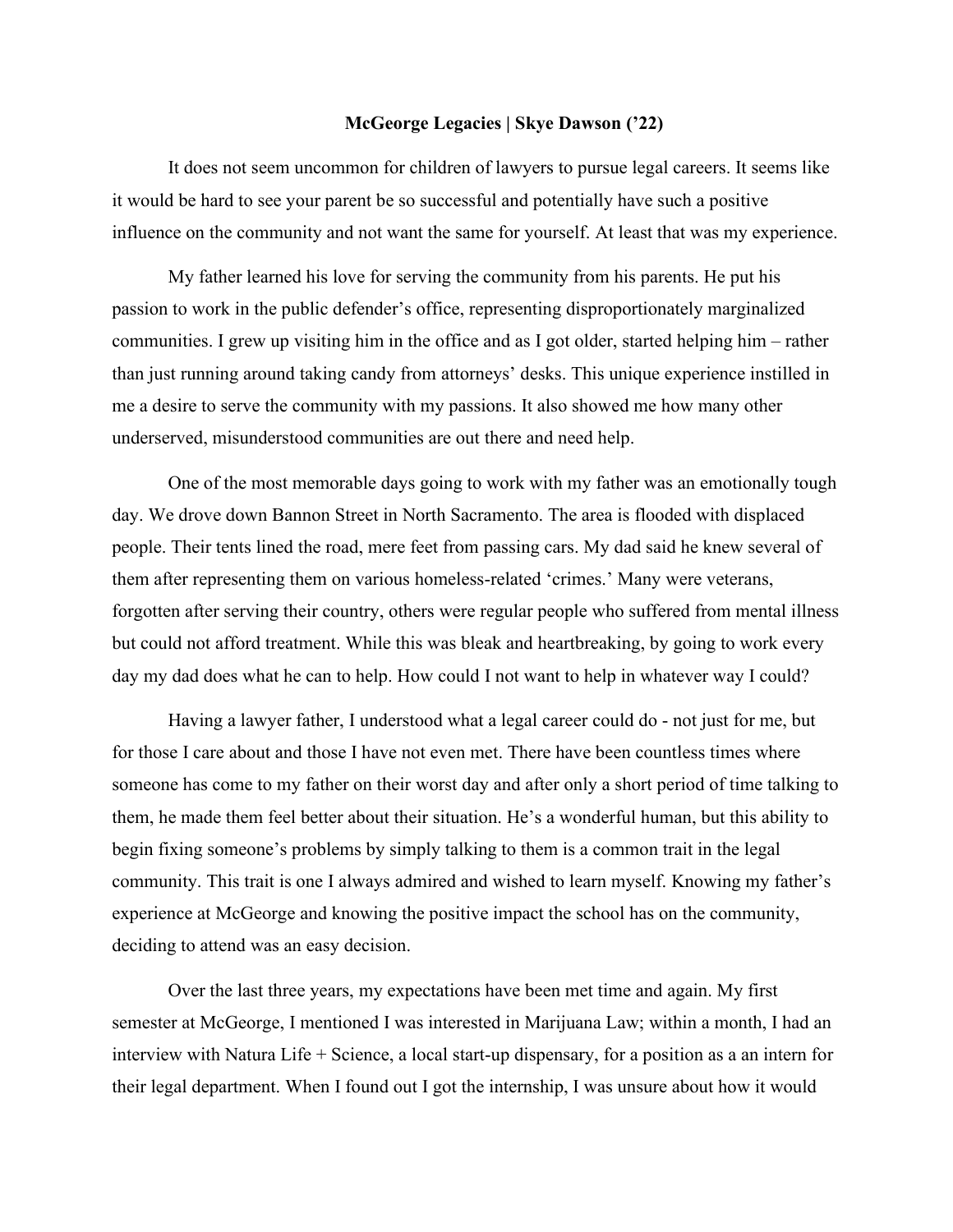**McGeorge Legacies | Skye Dawson ('22)**

It does not seem uncommon for children of lawyers to pursue legal careers. It seems like it would be hard to see your parent be so successful and potentially have such a positive influence on the community and not want the same for yourself. At least that was my experience.

My father learned his love for serving the community from his parents. He put his passion to work in the public defender's office, representing disproportionately marginalized communities. I grew up visiting him in the office and as I got older, started helping him – rather than just running around taking candy from attorneys' desks. This unique experience instilled in me a desire to serve the community with my passions. It also showed me how many other underserved, misunderstood communities are out there and need help.

One of the most memorable days going to work with my father was an emotionally tough day. We drove down Bannon Street in North Sacramento. The area is flooded with displaced people. Their tents lined the road, mere feet from passing cars. My dad said he knew several of them after representing them on various homeless-related 'crimes.' Many were veterans, forgotten after serving their country, others were regular people who suffered from mental illness but could not afford treatment. While this was bleak and heartbreaking, by going to work every day my dad does what he can to help. How could I not want to help in whatever way I could?

Having a lawyer father, I understood what a legal career could do - not just for me, but for those I care about and those I have not even met. There have been countless times where someone has come to my father on their worst day and after only a short period of time talking to them, he made them feel better about their situation. He's a wonderful human, but this ability to begin fixing someone's problems by simply talking to them is a common trait in the legal community. This trait is one I always admired and wished to learn myself. Knowing my father's experience at McGeorge and knowing the positive impact the school has on the community, deciding to attend was an easy decision.

Over the last three years, my expectations have been met time and again. My first semester at McGeorge, I mentioned I was interested in Marijuana Law; within a month, I had an interview with Natura Life + Science, a local start-up dispensary, for a position as a an intern for their legal department. When I found out I got the internship, I was unsure about how it would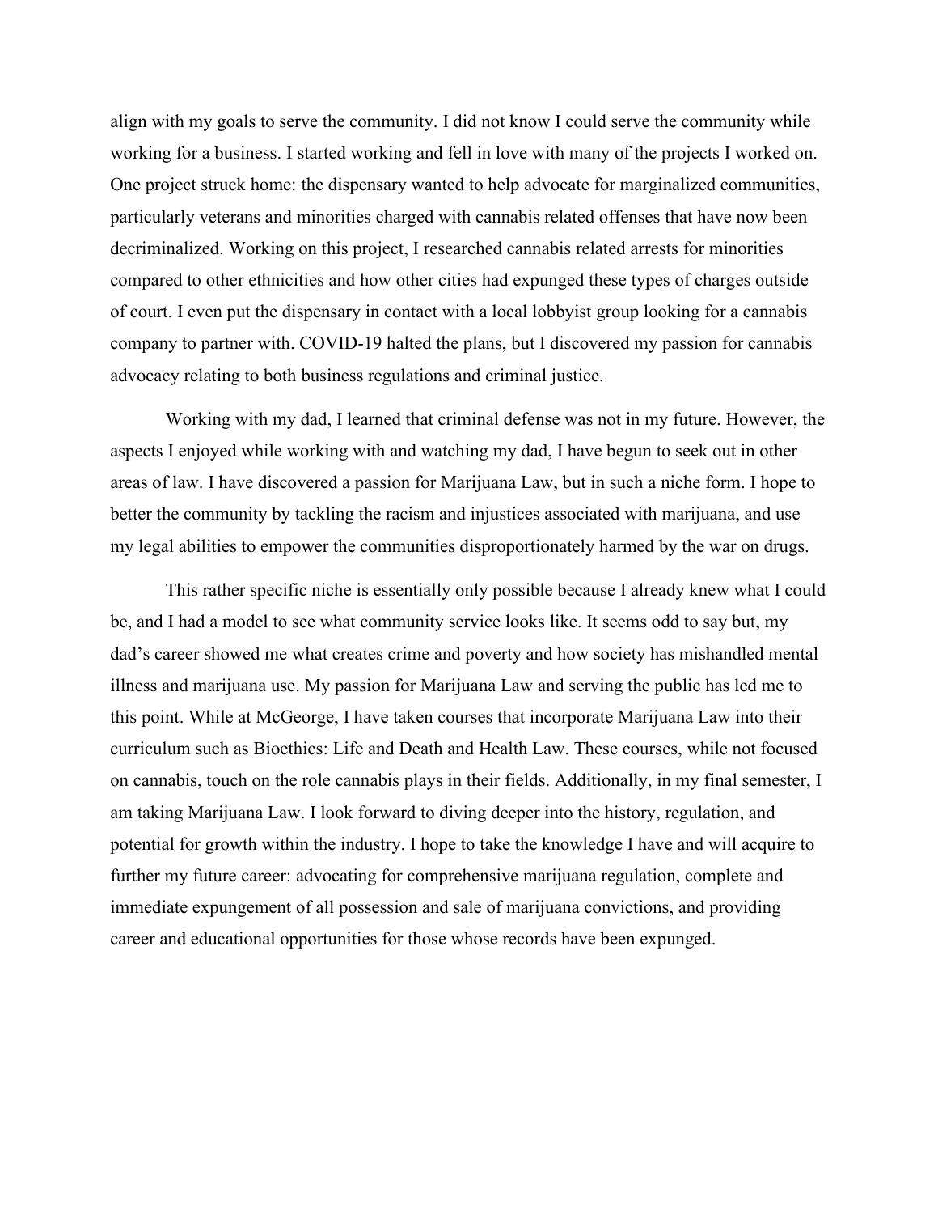align with my goals to serve the community. I did not know I could serve the community while working for a business. I started working and fell in love with many of the projects I worked on. One project struck home: the dispensary wanted to help advocate for marginalized communities, particularly veterans and minorities charged with cannabis related offenses that have now been decriminalized. Working on this project, I researched cannabis related arrests for minorities compared to other ethnicities and how other cities had expunged these types of charges outside of court. I even put the dispensary in contact with a local lobbyist group looking for a cannabis company to partner with. COVID-19 halted the plans, but I discovered my passion for cannabis advocacy relating to both business regulations and criminal justice.

Working with my dad, I learned that criminal defense was not in my future. However, the aspects I enjoyed while working with and watching my dad, I have begun to seek out in other areas of law. I have discovered a passion for Marijuana Law, but in such a niche form. I hope to better the community by tackling the racism and injustices associated with marijuana, and use my legal abilities to empower the communities disproportionately harmed by the war on drugs.

This rather specific niche is essentially only possible because I already knew what I could be, and I had a model to see what community service looks like. It seems odd to say but, my dad's career showed me what creates crime and poverty and how society has mishandled mental illness and marijuana use. My passion for Marijuana Law and serving the public has led me to this point. While at McGeorge, I have taken courses that incorporate Marijuana Law into their curriculum such as Bioethics: Life and Death and Health Law. These courses, while not focused on cannabis, touch on the role cannabis plays in their fields. Additionally, in my final semester, I am taking Marijuana Law. I look forward to diving deeper into the history, regulation, and potential for growth within the industry. I hope to take the knowledge I have and will acquire to further my future career: advocating for comprehensive marijuana regulation, complete and immediate expungement of all possession and sale of marijuana convictions, and providing career and educational opportunities for those whose records have been expunged.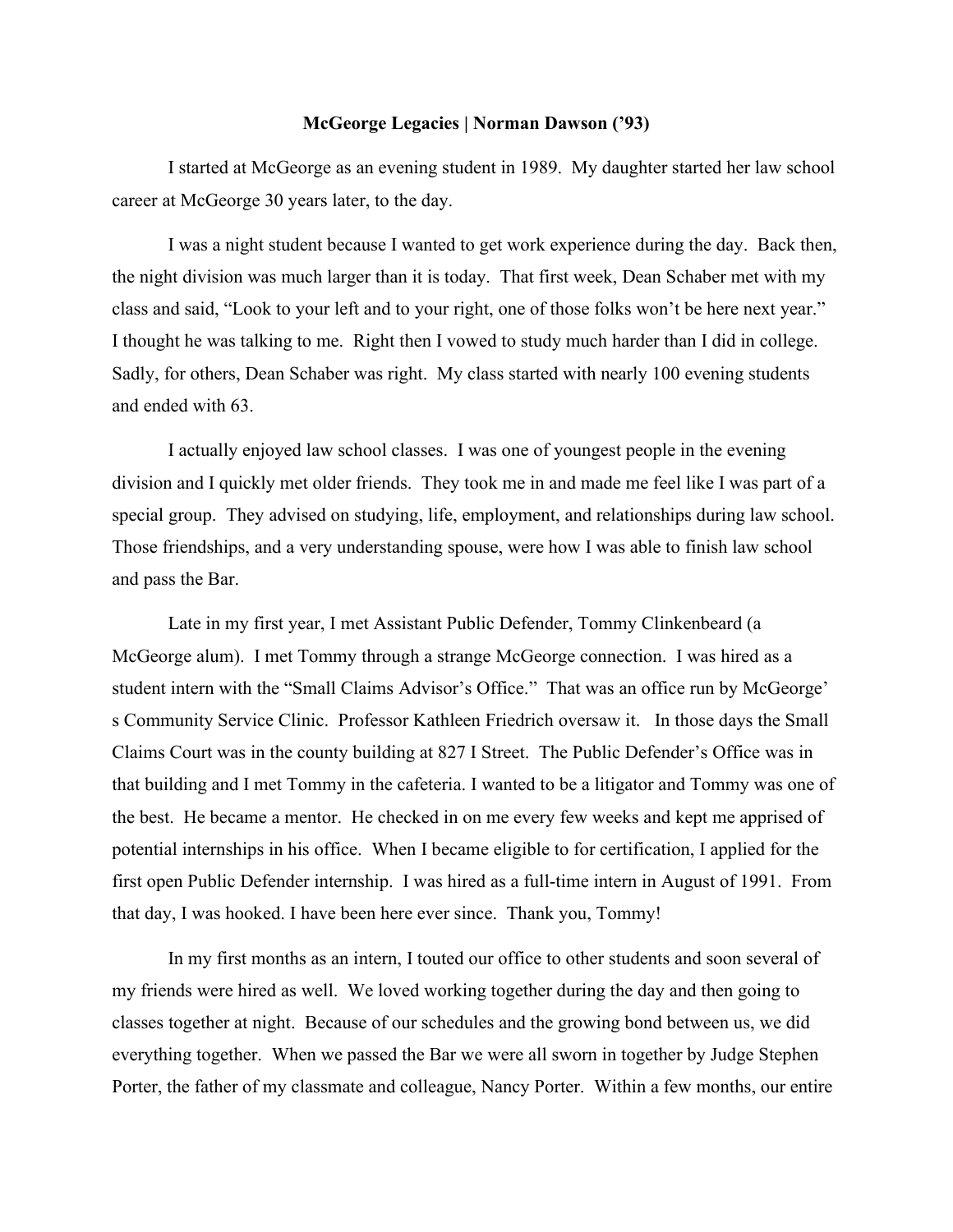**McGeorge Legacies | Norman Dawson ('93)**

I started at McGeorge as an evening student in 1989. My daughter started her law school career at McGeorge 30 years later, to the day.

I was a night student because I wanted to get work experience during the day. Back then, the night division was much larger than it is today. That first week, Dean Schaber met with my class and said, "Look to your left and to your right, one of those folks won't be here next year." I thought he was talking to me. Right then I vowed to study much harder than I did in college. Sadly, for others, Dean Schaber was right. My class started with nearly 100 evening students and ended with 63.

I actually enjoyed law school classes. I was one of youngest people in the evening division and I quickly met older friends. They took me in and made me feel like I was part of a special group. They advised on studying, life, employment, and relationships during law school. Those friendships, and a very understanding spouse, were how I was able to finish law school and pass the Bar.

Late in my first year, I met Assistant Public Defender, Tommy Clinkenbeard (a McGeorge alum). I met Tommy through a strange McGeorge connection. I was hired as a student intern with the "Small Claims Advisor's Office." That was an office run by McGeorge's Community Service Clinic. Professor Kathleen Friedrich oversaw it. In those days the Small Claims Court was in the county building at 827 I Street. The Public Defender's Office was in that building and I met Tommy in the cafeteria. I wanted to be a litigator and Tommy was one of the best. He became a mentor. He checked in on me every few weeks and kept me apprised of potential internships in his office. When I became eligible to for certification, I applied for the first open Public Defender internship. I was hired as a full-time intern in August of 1991. From that day, I was hooked. I have been here ever since. Thank you, Tommy!

In my first months as an intern, I touted our office to other students and soon several of my friends were hired as well. We loved working together during the day and then going to classes together at night. Because of our schedules and the growing bond between us, we did everything together. When we passed the Bar we were all sworn in together by Judge Stephen Porter, the father of my classmate and colleague, Nancy Porter. Within a few months, our entire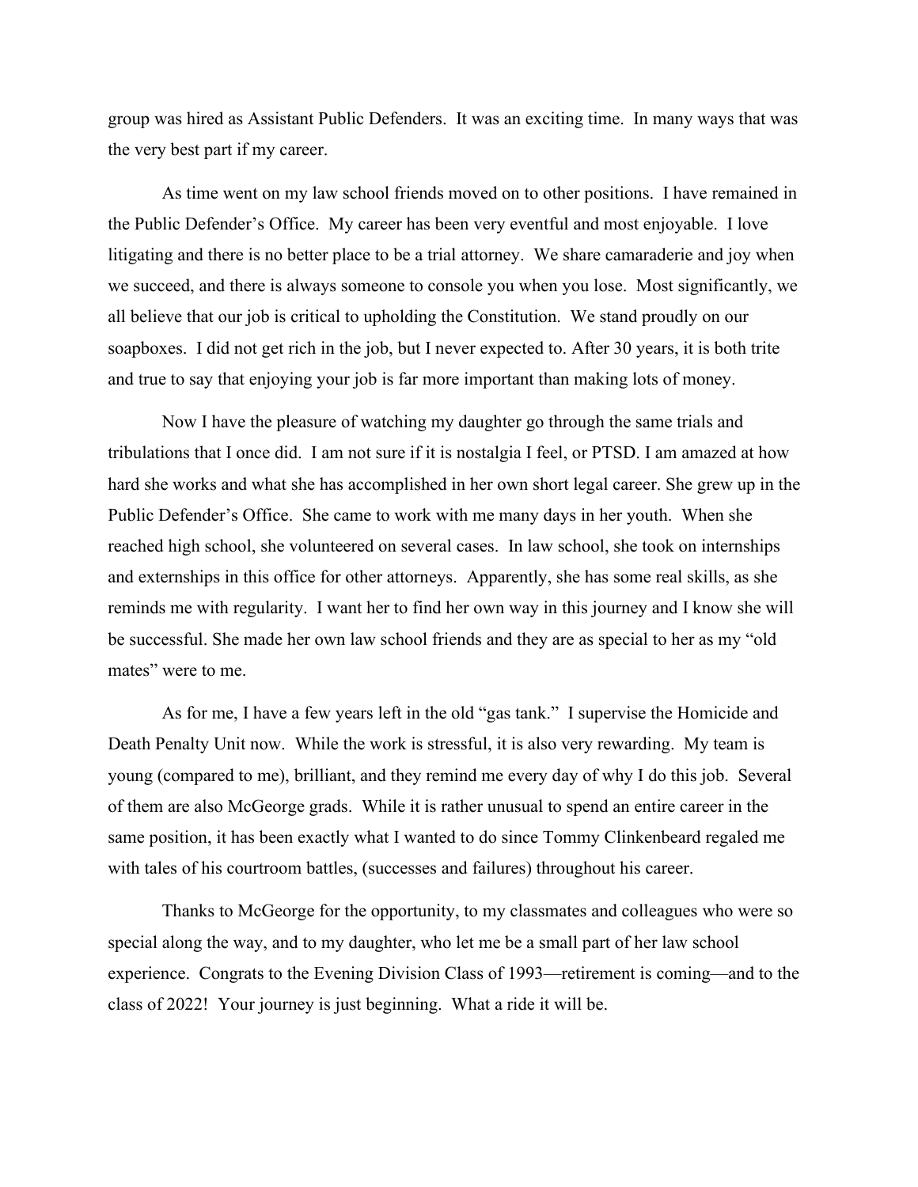group was hired as Assistant Public Defenders. It was an exciting time. In many ways that was the very best part if my career.

As time went on my law school friends moved on to other positions. I have remained in the Public Defender's Office. My career has been very eventful and most enjoyable. I love litigating and there is no better place to be a trial attorney. We share camaraderie and joy when we succeed, and there is always someone to console you when you lose. Most significantly, we all believe that our job is critical to upholding the Constitution. We stand proudly on our soapboxes. I did not get rich in the job, but I never expected to. After 30 years, it is both trite and true to say that enjoying your job is far more important than making lots of money.

Now I have the pleasure of watching my daughter go through the same trials and tribulations that I once did. I am not sure if it is nostalgia I feel, or PTSD. I am amazed at how hard she works and what she has accomplished in her own short legal career. She grew up in the Public Defender's Office. She came to work with me many days in her youth. When she reached high school, she volunteered on several cases. In law school, she took on internships and externships in this office for other attorneys. Apparently, she has some real skills, as she reminds me with regularity. I want her to find her own way in this journey and I know she will be successful. She made her own law school friends and they are as special to her as my "old mates" were to me.

As for me, I have a few years left in the old "gas tank." I supervise the Homicide and Death Penalty Unit now. While the work is stressful, it is also very rewarding. My team is young (compared to me), brilliant, and they remind me every day of why I do this job. Several of them are also McGeorge grads. While it is rather unusual to spend an entire career in the same position, it has been exactly what I wanted to do since Tommy Clinkenbeard regaled me with tales of his courtroom battles, (successes and failures) throughout his career.

Thanks to McGeorge for the opportunity, to my classmates and colleagues who were so special along the way, and to my daughter, who let me be a small part of her law school experience. Congrats to the Evening Division Class of 1993—retirement is coming—and to the class of 2022! Your journey is just beginning. What a ride it will be.